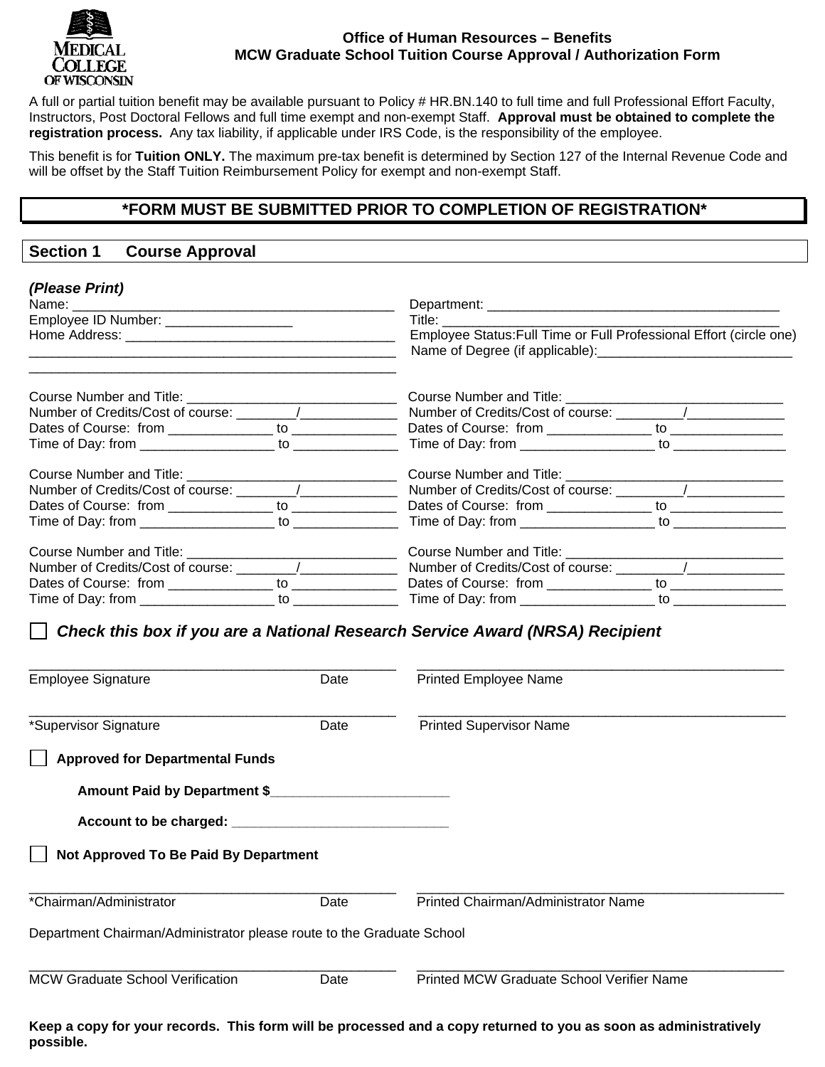Medical College of Wisconsin

**Office of Human Resources – Benefits**
**MCW Graduate School Tuition Course Approval / Authorization Form**

A full or partial tuition benefit may be available pursuant to Policy # HR.BN.140 to full time and full Professional Effort Faculty, Instructors, Post Doctoral Fellows and full time exempt and non-exempt Staff. **Approval must be obtained to complete the registration process.** Any tax liability, if applicable under IRS Code, is the responsibility of the employee.

This benefit is for **Tuition ONLY.** The maximum pre-tax benefit is determined by Section 127 of the Internal Revenue Code and will be offset by the Staff Tuition Reimbursement Policy for exempt and non-exempt Staff.

**\*FORM MUST BE SUBMITTED PRIOR TO COMPLETION OF REGISTRATION\***

## Section 1 Course Approval

***(Please Print)***

Name: ___________________________________________
Employee ID Number: ________________
Home Address: ____________________________________
_________________________________________________
_________________________________________________

Department: ________________________________________
Title: _____________________________________________
Employee Status: Full Time or Full Professional Effort (circle one)
Name of Degree (if applicable): __________________________

Course Number and Title: ___________________________
Number of Credits/Cost of course: ________/____________
Dates of Course: from _____________ to _____________
Time of Day: from _________________ to _____________

Course Number and Title: ___________________________
Number of Credits/Cost of course: ________/____________
Dates of Course: from _____________ to _____________
Time of Day: from _________________ to _____________

Course Number and Title: ___________________________
Number of Credits/Cost of course: ________/____________
Dates of Course: from _____________ to _____________
Time of Day: from _________________ to _____________

Course Number and Title: ___________________________
Number of Credits/Cost of course: ________/____________
Dates of Course: from _____________ to _____________
Time of Day: from _________________ to _____________

Course Number and Title: ___________________________
Number of Credits/Cost of course: ________/____________
Dates of Course: from _____________ to _____________
Time of Day: from _________________ to _____________

Course Number and Title: ___________________________
Number of Credits/Cost of course: ________/____________
Dates of Course: from _____________ to _____________
Time of Day: from _________________ to _____________

☐ ***Check this box if you are a National Research Service Award (NRSA) Recipient***

_______________________________________________ _______________________________________________
Employee Signature Date Printed Employee Name

_______________________________________________ _______________________________________________
\*Supervisor Signature Date Printed Supervisor Name

☐ **Approved for Departmental Funds**

**Amount Paid by Department $________________________**

**Account to be charged: ____________________________**

☐ **Not Approved To Be Paid By Department**

_______________________________________________ _______________________________________________
\*Chairman/Administrator Date Printed Chairman/Administrator Name

Department Chairman/Administrator please route to the Graduate School

_______________________________________________ _______________________________________________
MCW Graduate School Verification Date Printed MCW Graduate School Verifier Name

**Keep a copy for your records. This form will be processed and a copy returned to you as soon as administratively possible.**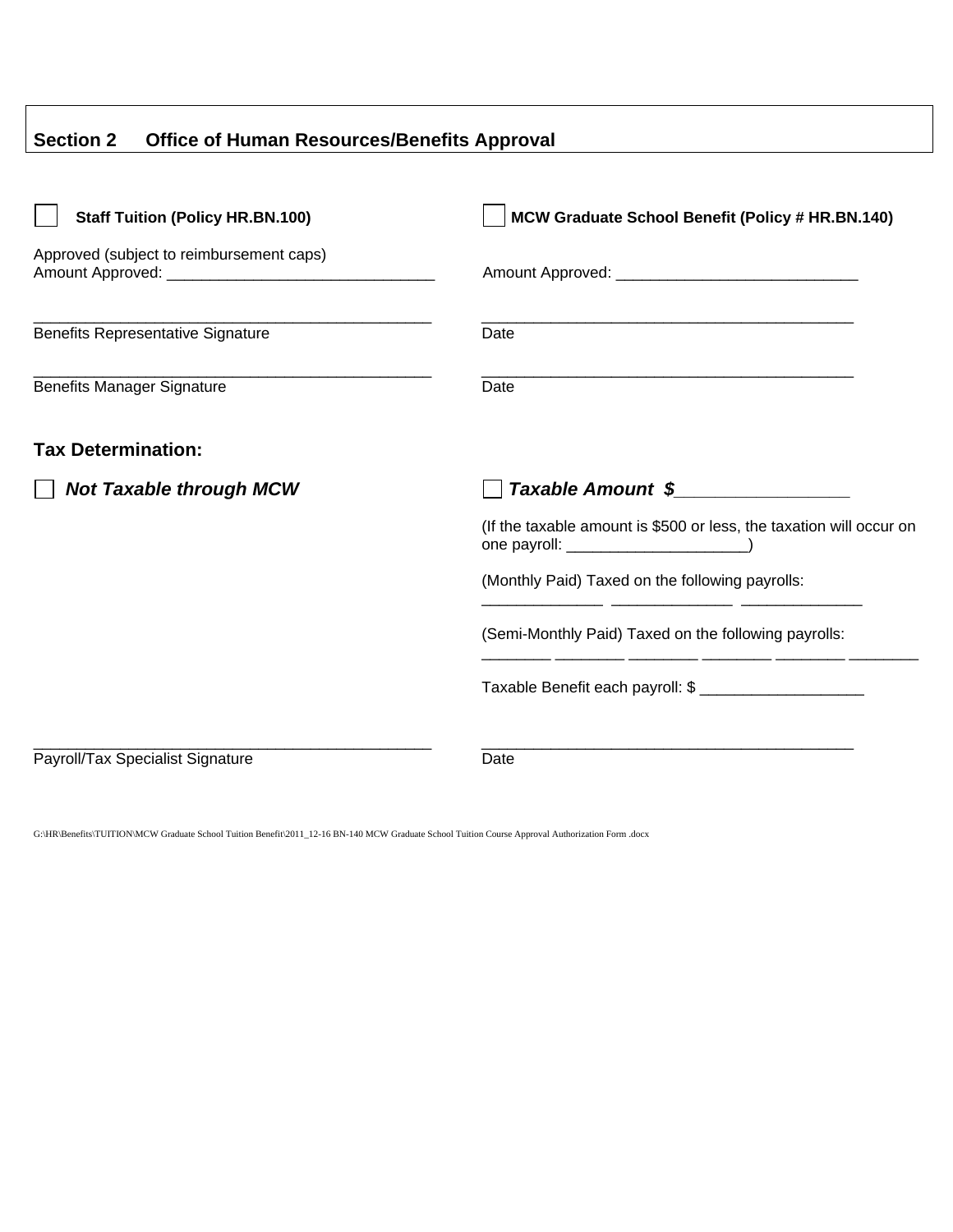## Section 2 Office of Human Resources/Benefits Approval

☐ **Staff Tuition (Policy HR.BN.100)**

Approved (subject to reimbursement caps)
Amount Approved: ______________________________

☐ **MCW Graduate School Benefit (Policy # HR.BN.140)**

Amount Approved: ___________________________

_____________________________________________ _________________________________________
Benefits Representative Signature Date

_____________________________________________ _________________________________________
Benefits Manager Signature Date

### Tax Determination:

☐ ***Not Taxable through MCW***

☐ ***Taxable Amount $_________________***

(If the taxable amount is $500 or less, the taxation will occur on one payroll: ____________________)

(Monthly Paid) Taxed on the following payrolls:
_____________ _____________ _____________

(Semi-Monthly Paid) Taxed on the following payrolls:
________ ________ ________ ________ ________ ________

Taxable Benefit each payroll: $ __________________

_____________________________________________ _________________________________________
Payroll/Tax Specialist Signature Date

G:\HR\Benefits\TUITION\MCW Graduate School Tuition Benefit\2011_12-16 BN-140 MCW Graduate School Tuition Course Approval Authorization Form .docx